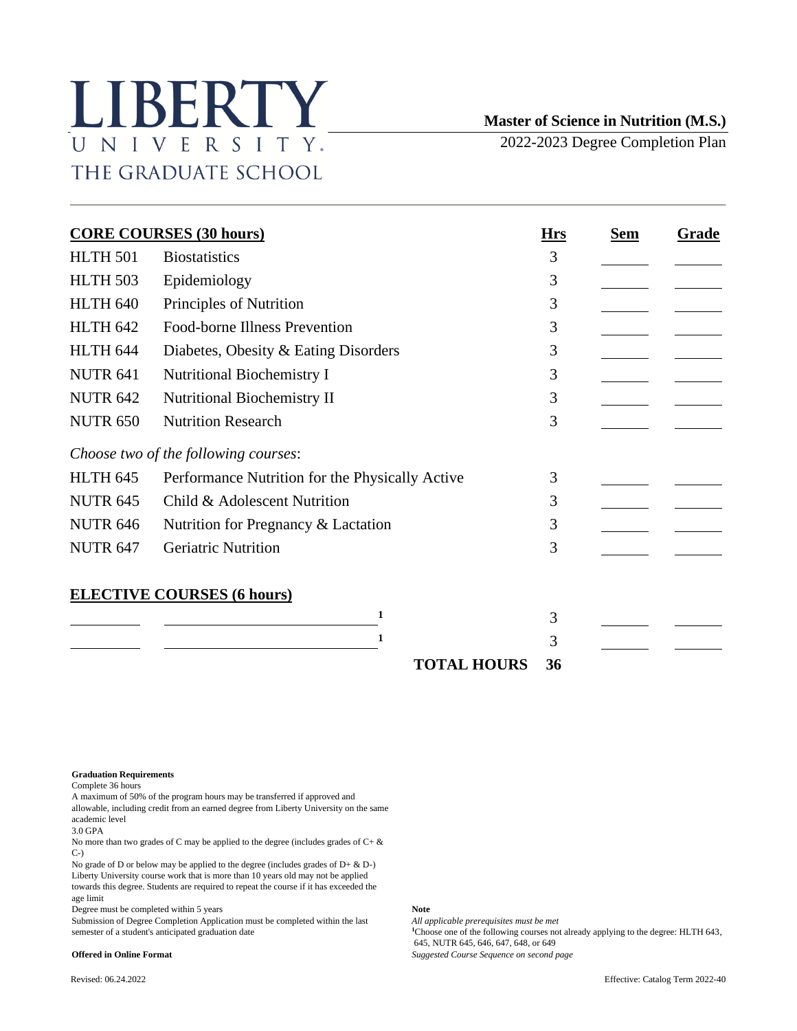# LIBERTY UNIVERSITY
## THE GRADUATE SCHOOL

**Master of Science in Nutrition (M.S.)**

2022-2023 Degree Completion Plan

| **CORE COURSES (30 hours)** | | **Hrs** | **Sem** | **Grade** |
|---|---|---|---|---|
| HLTH 501 | Biostatistics | 3 | ______ | ______ |
| HLTH 503 | Epidemiology | 3 | ______ | ______ |
| HLTH 640 | Principles of Nutrition | 3 | ______ | ______ |
| HLTH 642 | Food-borne Illness Prevention | 3 | ______ | ______ |
| HLTH 644 | Diabetes, Obesity & Eating Disorders | 3 | ______ | ______ |
| NUTR 641 | Nutritional Biochemistry I | 3 | ______ | ______ |
| NUTR 642 | Nutritional Biochemistry II | 3 | ______ | ______ |
| NUTR 650 | Nutrition Research | 3 | ______ | ______ |
| *Choose two of the following courses*: | | | | |
| HLTH 645 | Performance Nutrition for the Physically Active | 3 | ______ | ______ |
| NUTR 645 | Child & Adolescent Nutrition | 3 | ______ | ______ |
| NUTR 646 | Nutrition for Pregnancy & Lactation | 3 | ______ | ______ |
| NUTR 647 | Geriatric Nutrition | 3 | ______ | ______ |
| **ELECTIVE COURSES (6 hours)** | | | | |
| ________ | ________________________ [1] | 3 | ______ | ______ |
| ________ | ________________________ [1] | 3 | ______ | ______ |
| | **TOTAL HOURS** | **36** | | |

**Graduation Requirements**

Complete 36 hours

A maximum of 50% of the program hours may be transferred if approved and allowable, including credit from an earned degree from Liberty University on the same academic level

3.0 GPA

No more than two grades of C may be applied to the degree (includes grades of C+ & C-)

No grade of D or below may be applied to the degree (includes grades of D+ & D-)

Liberty University course work that is more than 10 years old may not be applied towards this degree. Students are required to repeat the course if it has exceeded the age limit

Degree must be completed within 5 years

Submission of Degree Completion Application must be completed within the last semester of a student's anticipated graduation date

**Offered in Online Format**

**Note**

*All applicable prerequisites must be met*

[1] Choose one of the following courses not already applying to the degree: HLTH 643, 645, NUTR 645, 646, 647, 648, or 649

*Suggested Course Sequence on second page*

Revised: 06.24.2022

Effective: Catalog Term 2022-40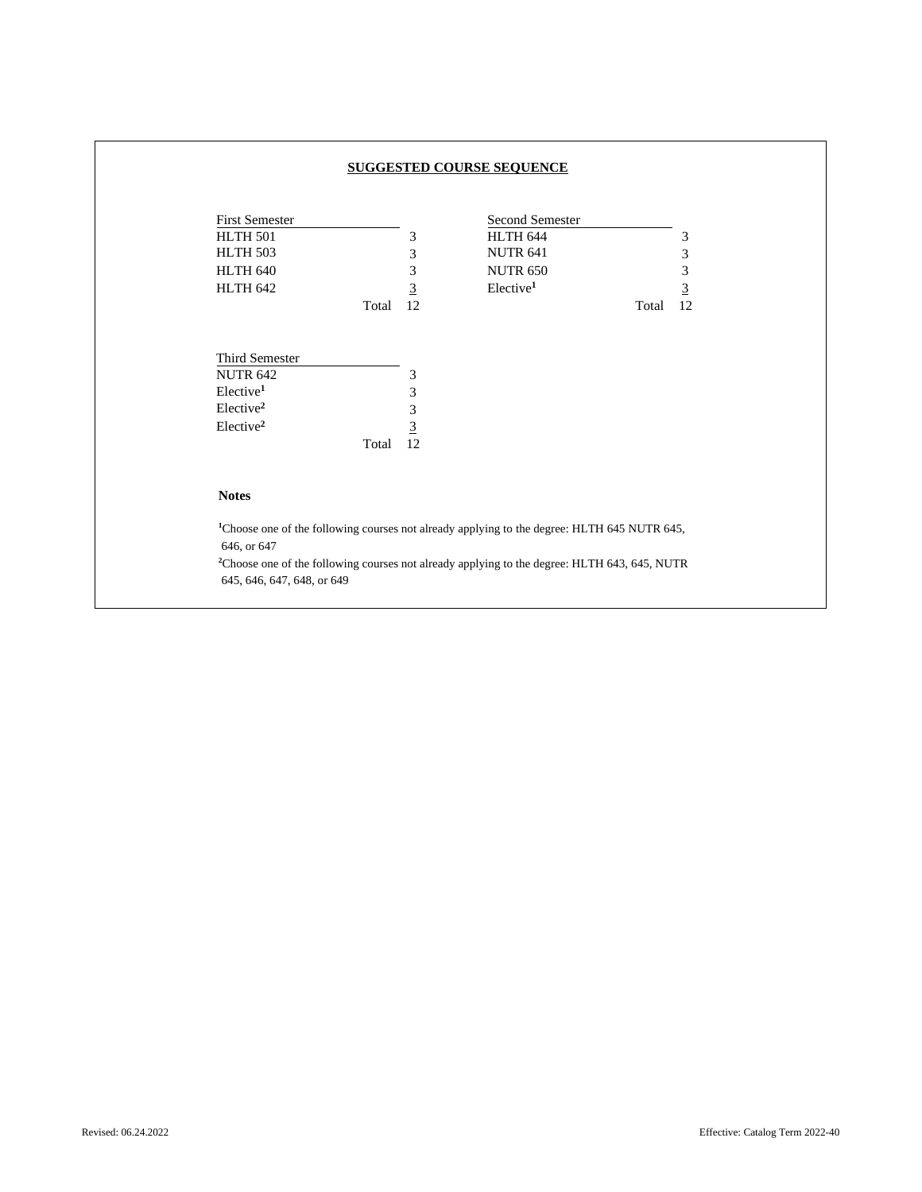## SUGGESTED COURSE SEQUENCE

| First Semester | | Second Semester | |
|---|---|---|---|
| HLTH 501 | 3 | HLTH 644 | 3 |
| HLTH 503 | 3 | NUTR 641 | 3 |
| HLTH 640 | 3 | NUTR 650 | 3 |
| HLTH 642 | 3 | Elective[1] | 3 |
| Total | 12 | Total | 12 |

| Third Semester | |
|---|---|
| NUTR 642 | 3 |
| Elective[1] | 3 |
| Elective[2] | 3 |
| Elective[2] | 3 |
| Total | 12 |

**Notes**

[1]Choose one of the following courses not already applying to the degree: HLTH 645 NUTR 645, 646, or 647

[2]Choose one of the following courses not already applying to the degree: HLTH 643, 645, NUTR 645, 646, 647, 648, or 649

Revised: 06.24.2022

Effective: Catalog Term 2022-40